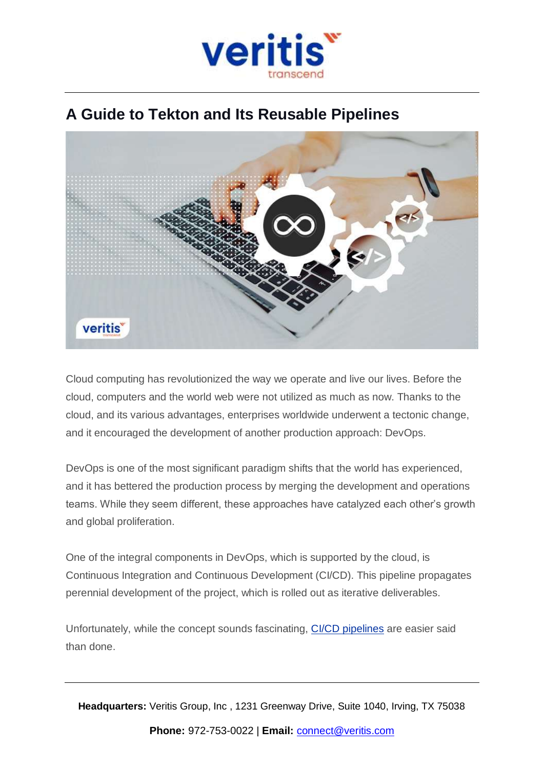# A Guide to Tekton and Its Reusable Pipelines

Cloud computing has revolutionized the way we operate and live our lives. Before the cloud, computers and the world web were not utilized as much as now. Thanks to the cloud, and its various advantages, enterprises worldwide underwent a tectonic change, and it encouraged the development of another production approach: DevOps.

DevOps is one of the most significant paradigm shifts that the world has experienced, and it has bettered the production process by merging the development and operations teams. While they seem different, these approaches have catalyzed each other's growth and global proliferation.

One of the integral components in DevOps, which is supported by the cloud, is Continuous Integration and Continuous Development (CI/CD). This pipeline propagates perennial development of the project, which is rolled out as iterative deliverables.

Unfortunately, while the concept sounds fascinating, CI/CD pipelines are easier said than done.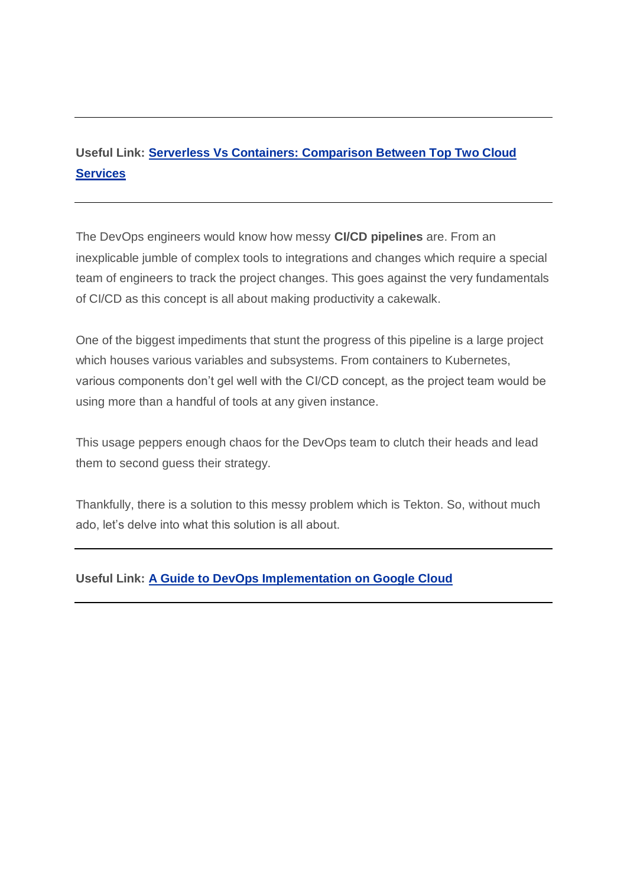---

**Useful Link: Serverless Vs Containers: Comparison Between Top Two Cloud Services**

---

The DevOps engineers would know how messy **CI/CD pipelines** are. From an inexplicable jumble of complex tools to integrations and changes which require a special team of engineers to track the project changes. This goes against the very fundamentals of CI/CD as this concept is all about making productivity a cakewalk.

One of the biggest impediments that stunt the progress of this pipeline is a large project which houses various variables and subsystems. From containers to Kubernetes, various components don't gel well with the CI/CD concept, as the project team would be using more than a handful of tools at any given instance.

This usage peppers enough chaos for the DevOps team to clutch their heads and lead them to second guess their strategy.

Thankfully, there is a solution to this messy problem which is Tekton. So, without much ado, let's delve into what this solution is all about.

---

**Useful Link: A Guide to DevOps Implementation on Google Cloud**

---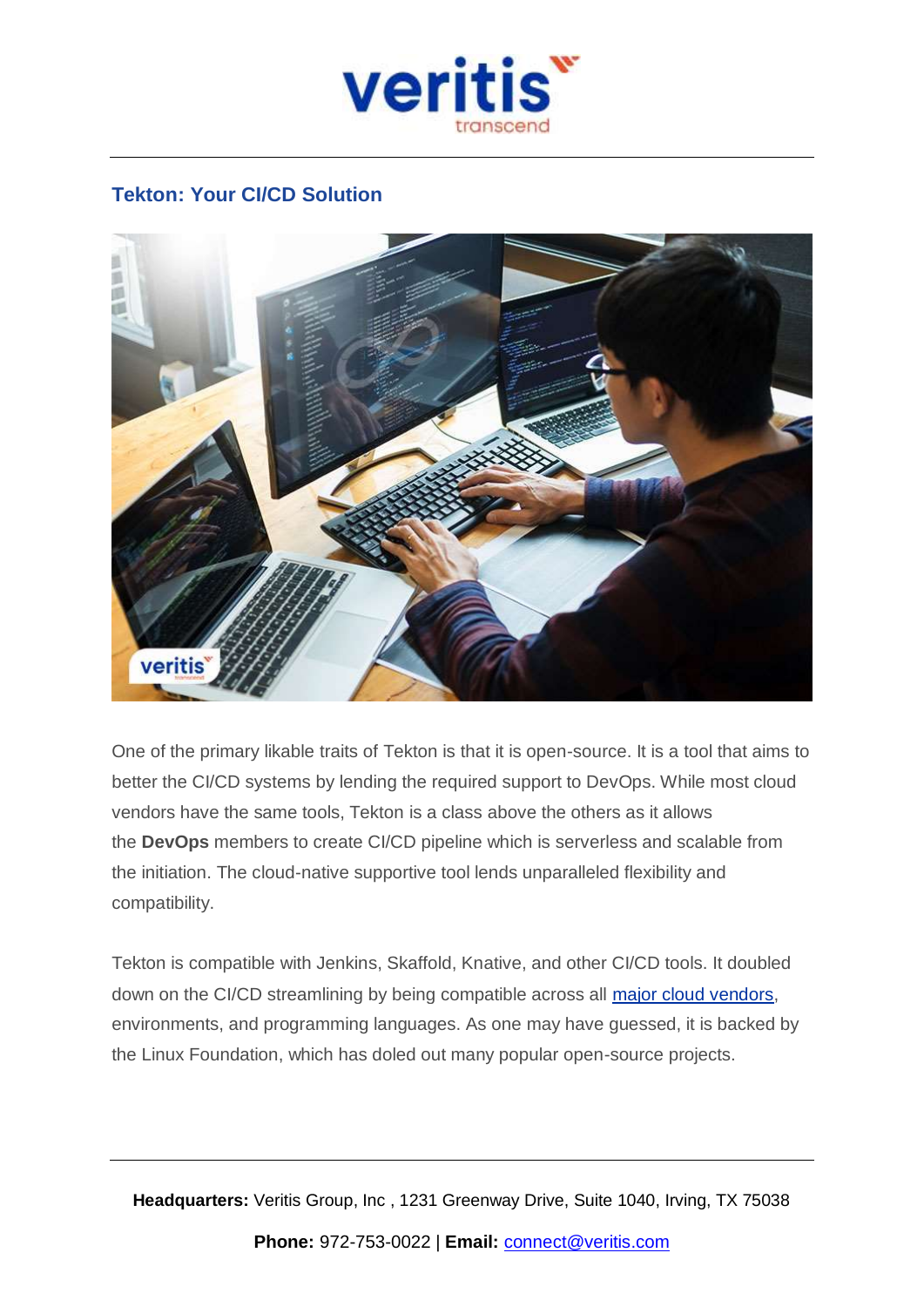## Tekton: Your CI/CD Solution

One of the primary likable traits of Tekton is that it is open-source. It is a tool that aims to better the CI/CD systems by lending the required support to DevOps. While most cloud vendors have the same tools, Tekton is a class above the others as it allows the **DevOps** members to create CI/CD pipeline which is serverless and scalable from the initiation. The cloud-native supportive tool lends unparalleled flexibility and compatibility.

Tekton is compatible with Jenkins, Skaffold, Knative, and other CI/CD tools. It doubled down on the CI/CD streamlining by being compatible across all major cloud vendors, environments, and programming languages. As one may have guessed, it is backed by the Linux Foundation, which has doled out many popular open-source projects.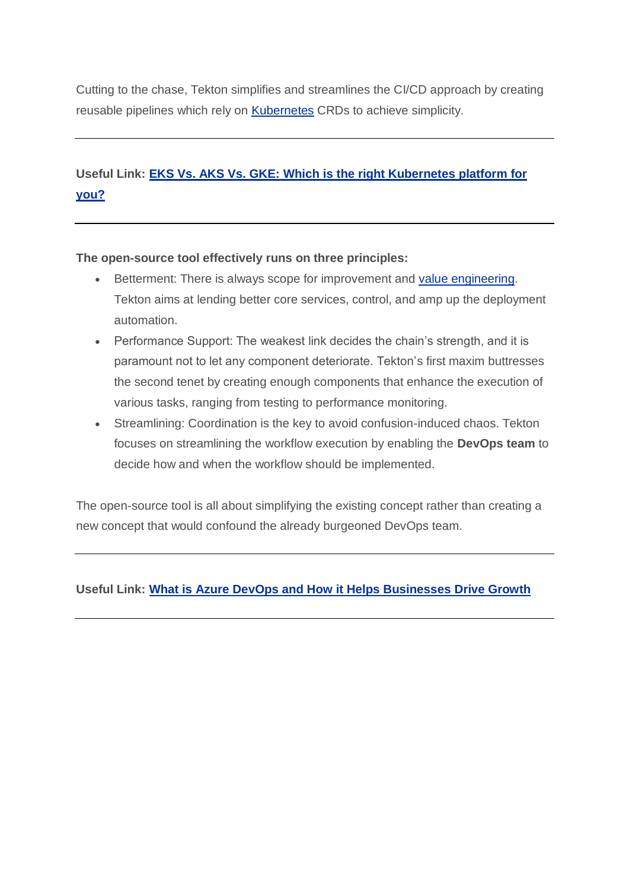Cutting to the chase, Tekton simplifies and streamlines the CI/CD approach by creating reusable pipelines which rely on Kubernetes CRDs to achieve simplicity.

---

**Useful Link: EKS Vs. AKS Vs. GKE: Which is the right Kubernetes platform for you?**

---

**The open-source tool effectively runs on three principles:**

- Betterment: There is always scope for improvement and value engineering. Tekton aims at lending better core services, control, and amp up the deployment automation.
- Performance Support: The weakest link decides the chain's strength, and it is paramount not to let any component deteriorate. Tekton's first maxim buttresses the second tenet by creating enough components that enhance the execution of various tasks, ranging from testing to performance monitoring.
- Streamlining: Coordination is the key to avoid confusion-induced chaos. Tekton focuses on streamlining the workflow execution by enabling the **DevOps team** to decide how and when the workflow should be implemented.

The open-source tool is all about simplifying the existing concept rather than creating a new concept that would confound the already burgeoned DevOps team.

---

**Useful Link: What is Azure DevOps and How it Helps Businesses Drive Growth**

---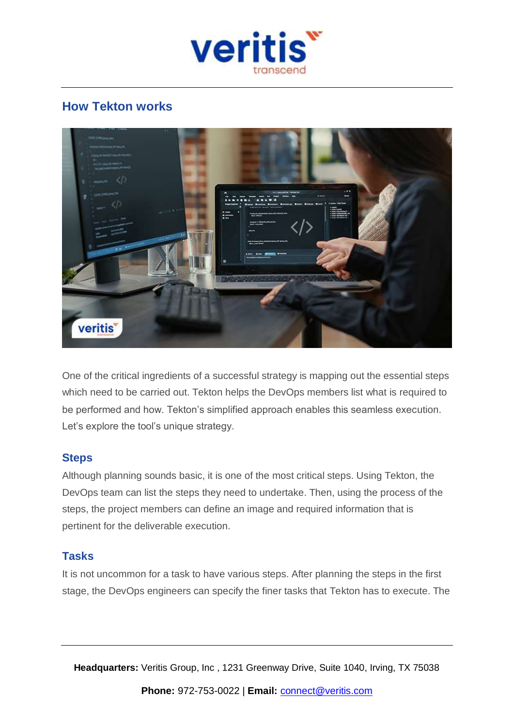## How Tekton works

One of the critical ingredients of a successful strategy is mapping out the essential steps which need to be carried out. Tekton helps the DevOps members list what is required to be performed and how. Tekton's simplified approach enables this seamless execution. Let's explore the tool's unique strategy.

### Steps

Although planning sounds basic, it is one of the most critical steps. Using Tekton, the DevOps team can list the steps they need to undertake. Then, using the process of the steps, the project members can define an image and required information that is pertinent for the deliverable execution.

### Tasks

It is not uncommon for a task to have various steps. After planning the steps in the first stage, the DevOps engineers can specify the finer tasks that Tekton has to execute. The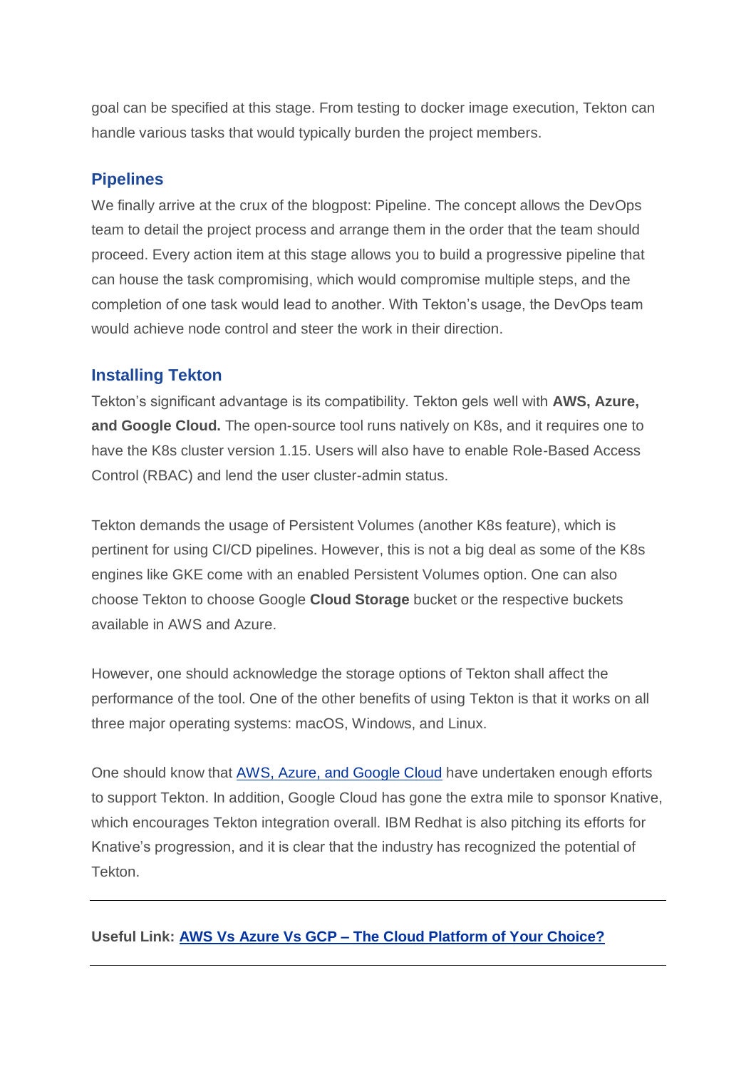goal can be specified at this stage. From testing to docker image execution, Tekton can handle various tasks that would typically burden the project members.

## Pipelines

We finally arrive at the crux of the blogpost: Pipeline. The concept allows the DevOps team to detail the project process and arrange them in the order that the team should proceed. Every action item at this stage allows you to build a progressive pipeline that can house the task compromising, which would compromise multiple steps, and the completion of one task would lead to another. With Tekton's usage, the DevOps team would achieve node control and steer the work in their direction.

## Installing Tekton

Tekton's significant advantage is its compatibility. Tekton gels well with **AWS, Azure, and Google Cloud.** The open-source tool runs natively on K8s, and it requires one to have the K8s cluster version 1.15. Users will also have to enable Role-Based Access Control (RBAC) and lend the user cluster-admin status.

Tekton demands the usage of Persistent Volumes (another K8s feature), which is pertinent for using CI/CD pipelines. However, this is not a big deal as some of the K8s engines like GKE come with an enabled Persistent Volumes option. One can also choose Tekton to choose Google **Cloud Storage** bucket or the respective buckets available in AWS and Azure.

However, one should acknowledge the storage options of Tekton shall affect the performance of the tool. One of the other benefits of using Tekton is that it works on all three major operating systems: macOS, Windows, and Linux.

One should know that AWS, Azure, and Google Cloud have undertaken enough efforts to support Tekton. In addition, Google Cloud has gone the extra mile to sponsor Knative, which encourages Tekton integration overall. IBM Redhat is also pitching its efforts for Knative's progression, and it is clear that the industry has recognized the potential of Tekton.

---

**Useful Link: AWS Vs Azure Vs GCP – The Cloud Platform of Your Choice?**

---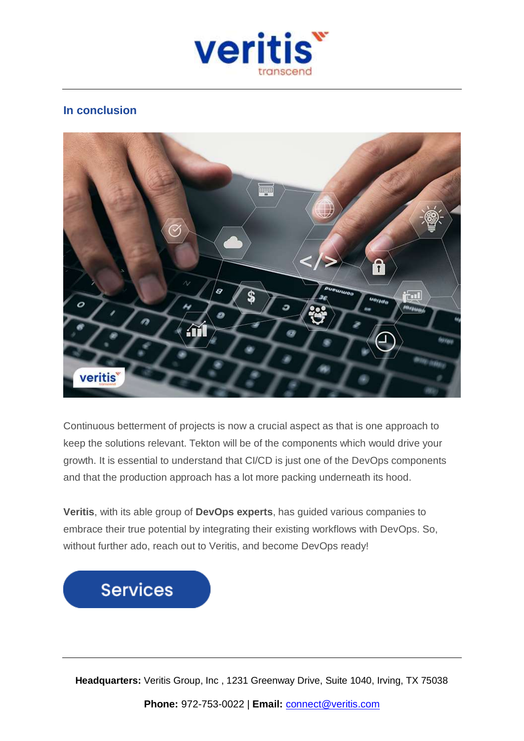## In conclusion

Continuous betterment of projects is now a crucial aspect as that is one approach to keep the solutions relevant. Tekton will be of the components which would drive your growth. It is essential to understand that CI/CD is just one of the DevOps components and that the production approach has a lot more packing underneath its hood.

**Veritis**, with its able group of **DevOps experts**, has guided various companies to embrace their true potential by integrating their existing workflows with DevOps. So, without further ado, reach out to Veritis, and become DevOps ready!

Services

**Headquarters:** Veritis Group, Inc , 1231 Greenway Drive, Suite 1040, Irving, TX 75038

**Phone:** 972-753-0022 | **Email:** connect@veritis.com